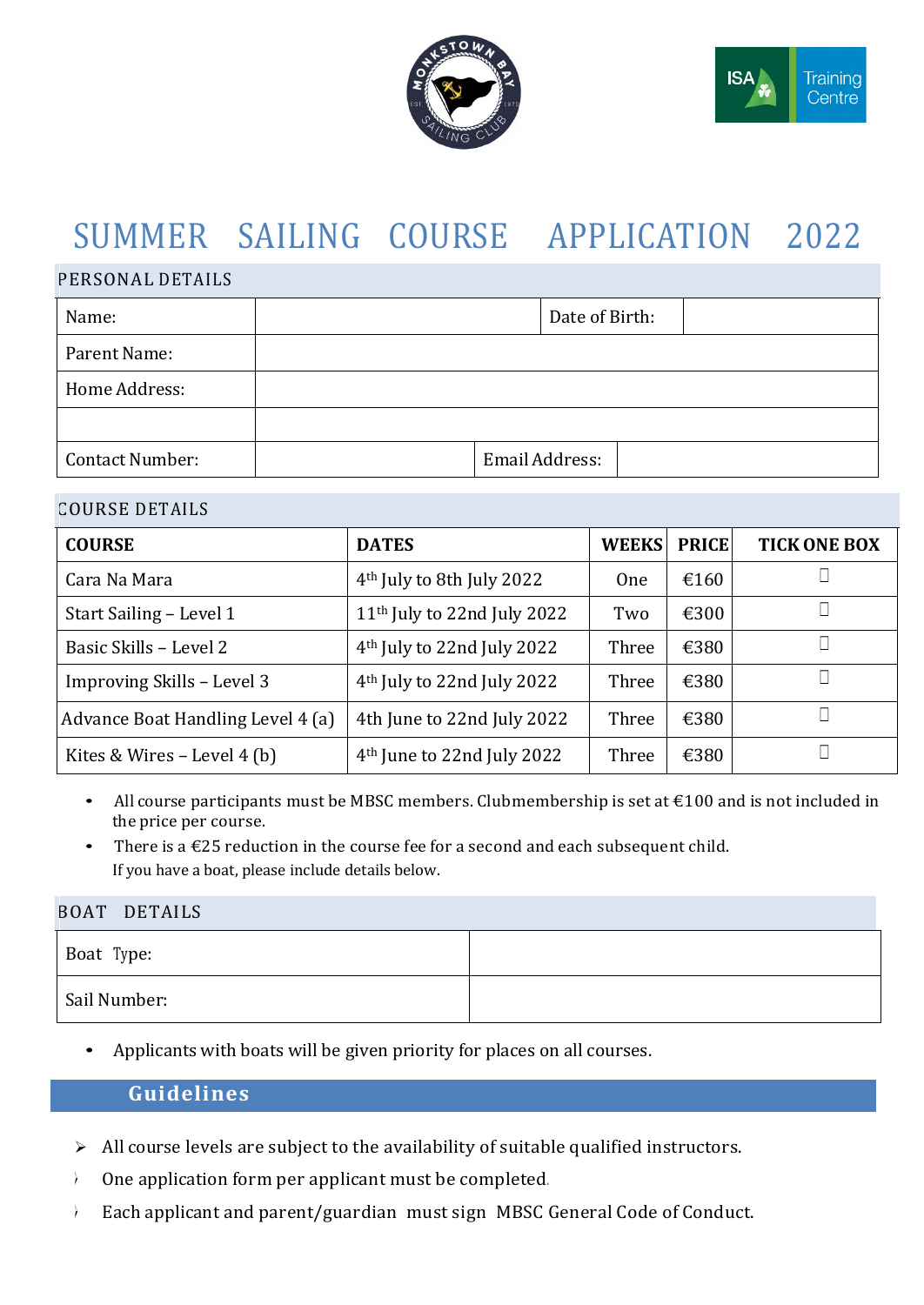# SUMMER SAILING COURSE APPLICATION 2022

## PERSONAL DETAILS

| Name: | | Date of Birth: | |
|---|---|---|---|
| Parent Name: | | | |
| Home Address: | | | |
| | | | |
| Contact Number: | | Email Address: | |

## COURSE DETAILS

| COURSE | DATES | WEEKS | PRICE | TICK ONE BOX |
|---|---|---|---|---|
| Cara Na Mara | 4th July to 8th July 2022 | One | €160 | ☐ |
| Start Sailing – Level 1 | 11th July to 22nd July 2022 | Two | €300 | ☐ |
| Basic Skills – Level 2 | 4th July to 22nd July 2022 | Three | €380 | ☐ |
| Improving Skills – Level 3 | 4th July to 22nd July 2022 | Three | €380 | ☐ |
| Advance Boat Handling Level 4 (a) | 4th June to 22nd July 2022 | Three | €380 | ☐ |
| Kites & Wires – Level 4 (b) | 4th June to 22nd July 2022 | Three | €380 | ☐ |

- All course participants must be MBSC members. Clubmembership is set at €100 and is not included in the price per course.
- There is a €25 reduction in the course fee for a second and each subsequent child.

If you have a boat, please include details below.

## BOAT DETAILS

| Boat Type: | |
|---|---|
| Sail Number: | |

- Applicants with boats will be given priority for places on all courses.

## Guidelines

- All course levels are subject to the availability of suitable qualified instructors.
- One application form per applicant must be completed.
- Each applicant and parent/guardian must sign MBSC General Code of Conduct.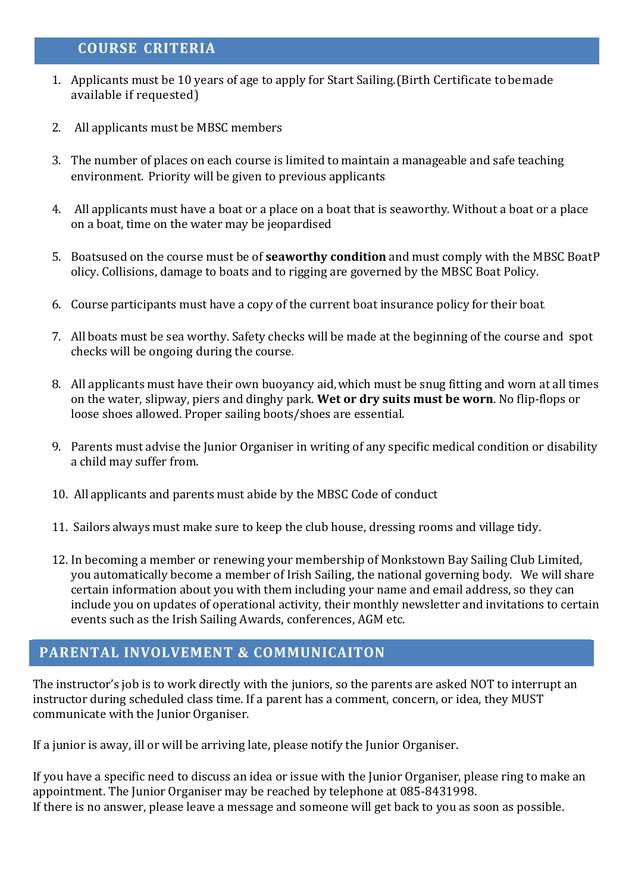## COURSE CRITERIA

1. Applicants must be 10 years of age to apply for Start Sailing.(Birth Certificate to be made available if requested)
2. All applicants must be MBSC members
3. The number of places on each course is limited to maintain a manageable and safe teaching environment. Priority will be given to previous applicants
4. All applicants must have a boat or a place on a boat that is seaworthy. Without a boat or a place on a boat, time on the water may be jeopardised
5. Boatsused on the course must be of **seaworthy condition** and must comply with the MBSC BoatP olicy. Collisions, damage to boats and to rigging are governed by the MBSC Boat Policy.
6. Course participants must have a copy of the current boat insurance policy for their boat
7. All boats must be sea worthy. Safety checks will be made at the beginning of the course and spot checks will be ongoing during the course.
8. All applicants must have their own buoyancy aid, which must be snug fitting and worn at all times on the water, slipway, piers and dinghy park. **Wet or dry suits must be worn**. No flip-flops or loose shoes allowed. Proper sailing boots/shoes are essential.
9. Parents must advise the Junior Organiser in writing of any specific medical condition or disability a child may suffer from.
10. All applicants and parents must abide by the MBSC Code of conduct
11. Sailors always must make sure to keep the club house, dressing rooms and village tidy.
12. In becoming a member or renewing your membership of Monkstown Bay Sailing Club Limited, you automatically become a member of Irish Sailing, the national governing body. We will share certain information about you with them including your name and email address, so they can include you on updates of operational activity, their monthly newsletter and invitations to certain events such as the Irish Sailing Awards, conferences, AGM etc.

## PARENTAL INVOLVEMENT & COMMUNICAITON

The instructor's job is to work directly with the juniors, so the parents are asked NOT to interrupt an instructor during scheduled class time. If a parent has a comment, concern, or idea, they MUST communicate with the Junior Organiser.

If a junior is away, ill or will be arriving late, please notify the Junior Organiser.

If you have a specific need to discuss an idea or issue with the Junior Organiser, please ring to make an appointment. The Junior Organiser may be reached by telephone at 085-8431998.
If there is no answer, please leave a message and someone will get back to you as soon as possible.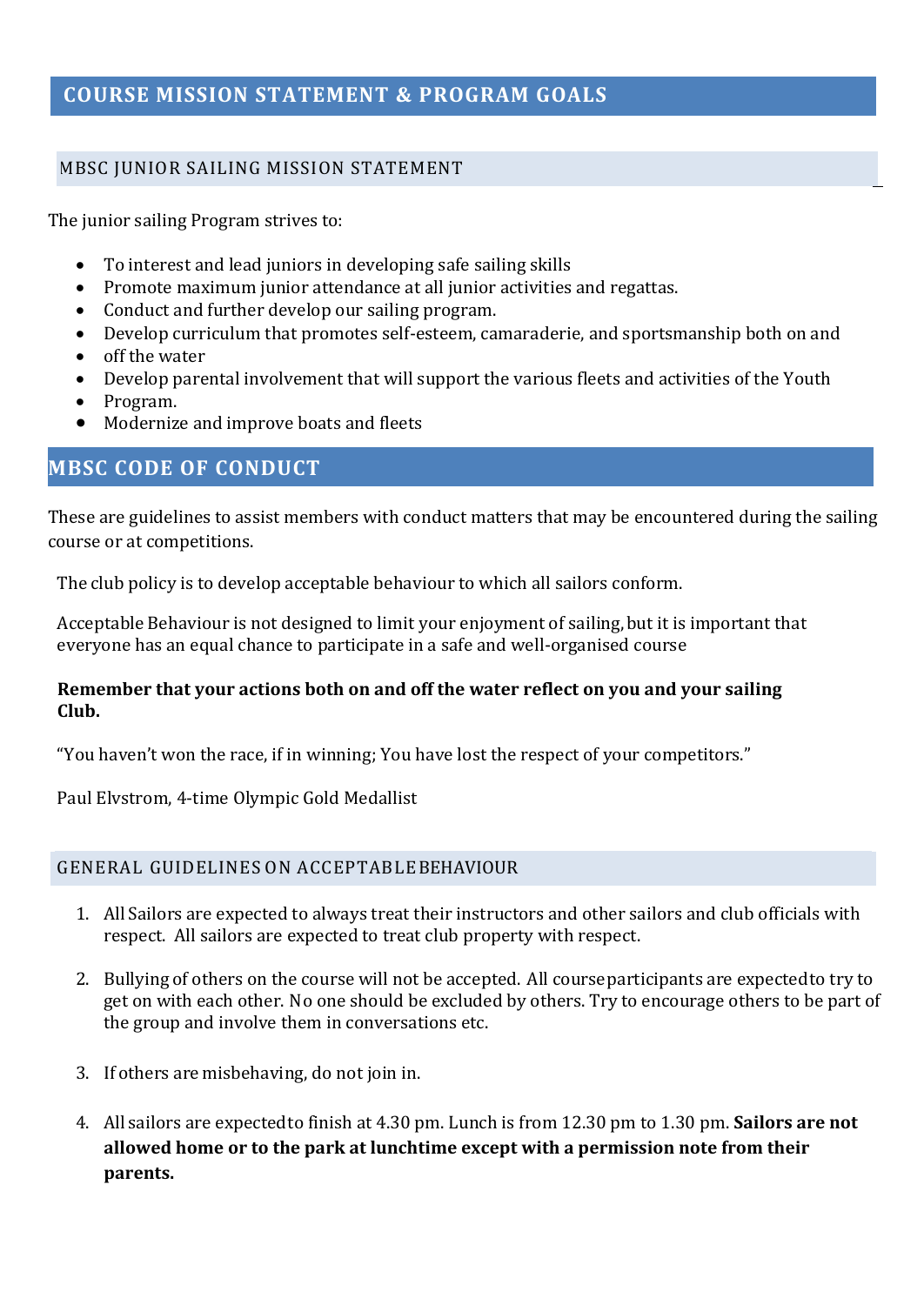# COURSE MISSION STATEMENT & PROGRAM GOALS

## MBSC JUNIOR SAILING MISSION STATEMENT

The junior sailing Program strives to:

- To interest and lead juniors in developing safe sailing skills
- Promote maximum junior attendance at all junior activities and regattas.
- Conduct and further develop our sailing program.
- Develop curriculum that promotes self-esteem, camaraderie, and sportsmanship both on and
- off the water
- Develop parental involvement that will support the various fleets and activities of the Youth
- Program.
- Modernize and improve boats and fleets

# MBSC CODE OF CONDUCT

These are guidelines to assist members with conduct matters that may be encountered during the sailing course or at competitions.

The club policy is to develop acceptable behaviour to which all sailors conform.

Acceptable Behaviour is not designed to limit your enjoyment of sailing, but it is important that everyone has an equal chance to participate in a safe and well-organised course

**Remember that your actions both on and off the water reflect on you and your sailing Club.**

"You haven't won the race, if in winning; You have lost the respect of your competitors."

Paul Elvstrom, 4-time Olympic Gold Medallist

## GENERAL GUIDELINES ON ACCEPTABLE BEHAVIOUR

1. All Sailors are expected to always treat their instructors and other sailors and club officials with respect. All sailors are expected to treat club property with respect.

2. Bullying of others on the course will not be accepted. All course participants are expected to try to get on with each other. No one should be excluded by others. Try to encourage others to be part of the group and involve them in conversations etc.

3. If others are misbehaving, do not join in.

4. All sailors are expected to finish at 4.30 pm. Lunch is from 12.30 pm to 1.30 pm. **Sailors are not allowed home or to the park at lunchtime except with a permission note from their parents.**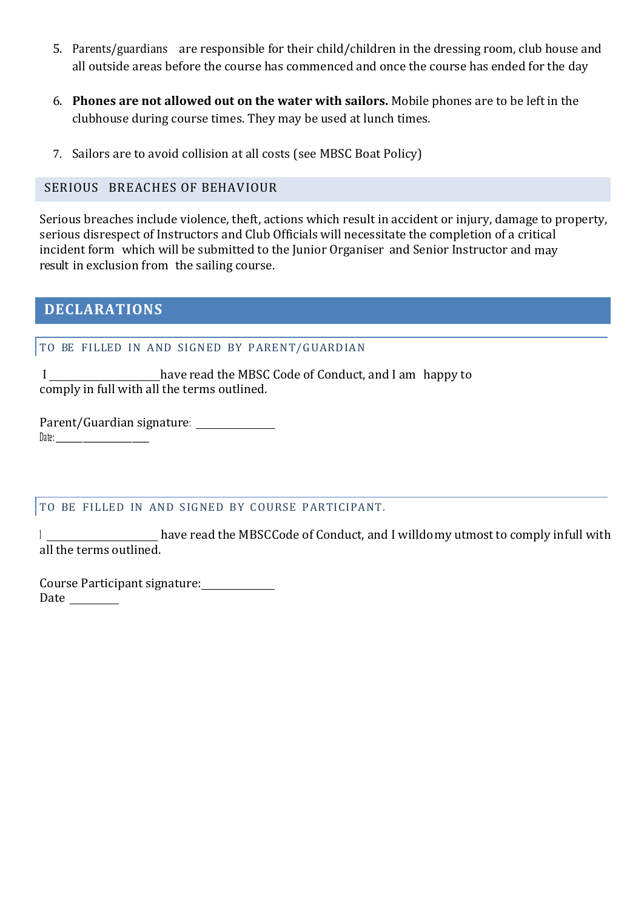5. Parents/guardians are responsible for their child/children in the dressing room, club house and all outside areas before the course has commenced and once the course has ended for the day

6. **Phones are not allowed out on the water with sailors.** Mobile phones are to be left in the clubhouse during course times. They may be used at lunch times.

7. Sailors are to avoid collision at all costs (see MBSC Boat Policy)

## SERIOUS BREACHES OF BEHAVIOUR

Serious breaches include violence, theft, actions which result in accident or injury, damage to property, serious disrespect of Instructors and Club Officials will necessitate the completion of a critical incident form which will be submitted to the Junior Organiser and Senior Instructor and may result in exclusion from the sailing course.

## DECLARATIONS

### TO BE FILLED IN AND SIGNED BY PARENT/GUARDIAN

I ____________________ have read the MBSC Code of Conduct, and I am happy to comply in full with all the terms outlined.

Parent/Guardian signature: _______________

Date: ________________

### TO BE FILLED IN AND SIGNED BY COURSE PARTICIPANT.

I ____________________ have read the MBSC Code of Conduct, and I will do my utmost to comply in full with all the terms outlined.

Course Participant signature: ______________

Date _________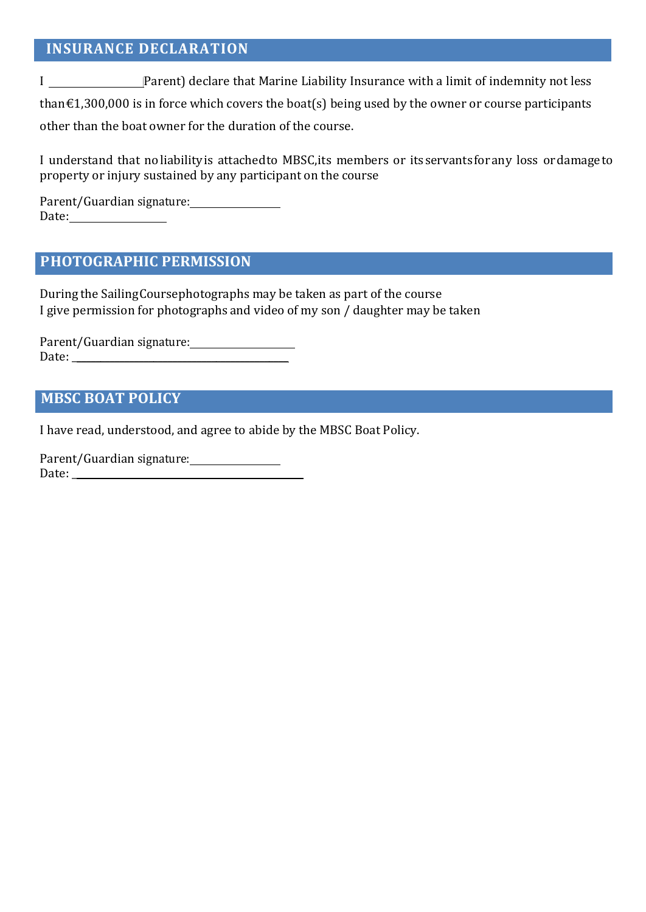## INSURANCE DECLARATION

I \_\_\_\_\_\_\_\_\_\_\_\_\_\_\_\_ Parent) declare that Marine Liability Insurance with a limit of indemnity not less than€1,300,000 is in force which covers the boat(s) being used by the owner or course participants other than the boat owner for the duration of the course.

I understand that no liability is attached to MBSC, its members or its servants for any loss or damage to property or injury sustained by any participant on the course

Parent/Guardian signature: \_\_\_\_\_\_\_\_\_\_\_\_\_\_\_\_
Date: \_\_\_\_\_\_\_\_\_\_\_\_\_\_\_\_

## PHOTOGRAPHIC PERMISSION

During the Sailing Course photographs may be taken as part of the course
I give permission for photographs and video of my son / daughter may be taken

Parent/Guardian signature: \_\_\_\_\_\_\_\_\_\_\_\_\_\_\_\_
Date: \_\_\_\_\_\_\_\_\_\_\_\_\_\_\_\_

## MBSC BOAT POLICY

I have read, understood, and agree to abide by the MBSC Boat Policy.

Parent/Guardian signature: \_\_\_\_\_\_\_\_\_\_\_\_\_\_\_\_
Date: \_\_\_\_\_\_\_\_\_\_\_\_\_\_\_\_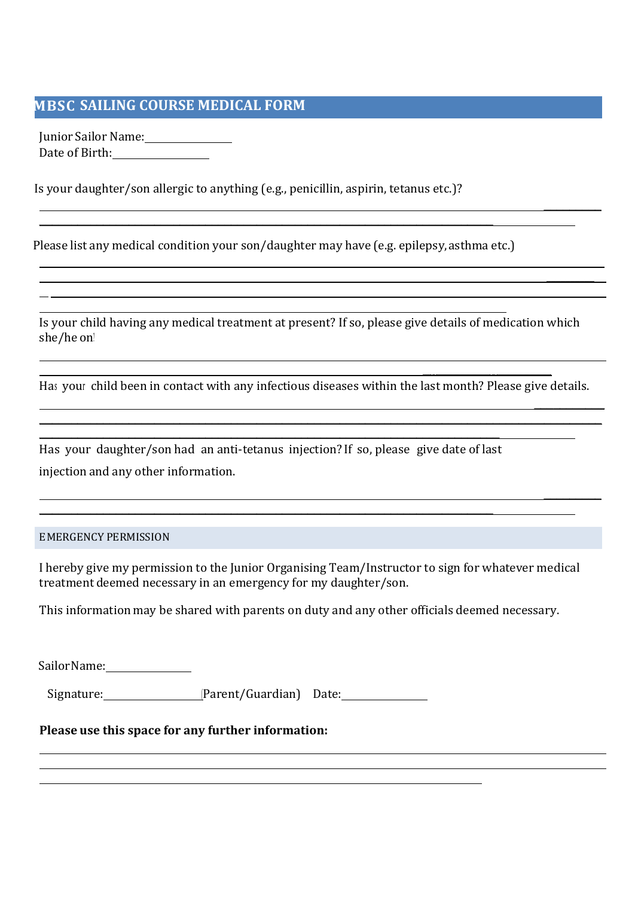## MBSC SAILING COURSE MEDICAL FORM

Junior Sailor Name: ______________

Date of Birth: ______________

Is your daughter/son allergic to anything (e.g., penicillin, aspirin, tetanus etc.)?

______________________________________________________________________

______________________________________________________________________

Please list any medical condition your son/daughter may have (e.g. epilepsy, asthma etc.)

______________________________________________________________________

______________________________________________________________________

______________________________________________________________________

______________________________________________________________________

Is your child having any medical treatment at present? If so, please give details of medication which she/he onl

______________________________________________________________________

______________________________________________________________________

Has your child been in contact with any infectious diseases within the last month? Please give details.

______________________________________________________________________

______________________________________________________________________

______________________________________________________________________

Has your daughter/son had an anti-tetanus injection? If so, please give date of last injection and any other information.

______________________________________________________________________

______________________________________________________________________

### EMERGENCY PERMISSION

I hereby give my permission to the Junior Organising Team/Instructor to sign for whatever medical treatment deemed necessary in an emergency for my daughter/son.

This information may be shared with parents on duty and any other officials deemed necessary.

Sailor Name: ______________

Signature: ______________ (Parent/Guardian) Date: ______________

**Please use this space for any further information:**

______________________________________________________________________

______________________________________________________________________

______________________________________________________________________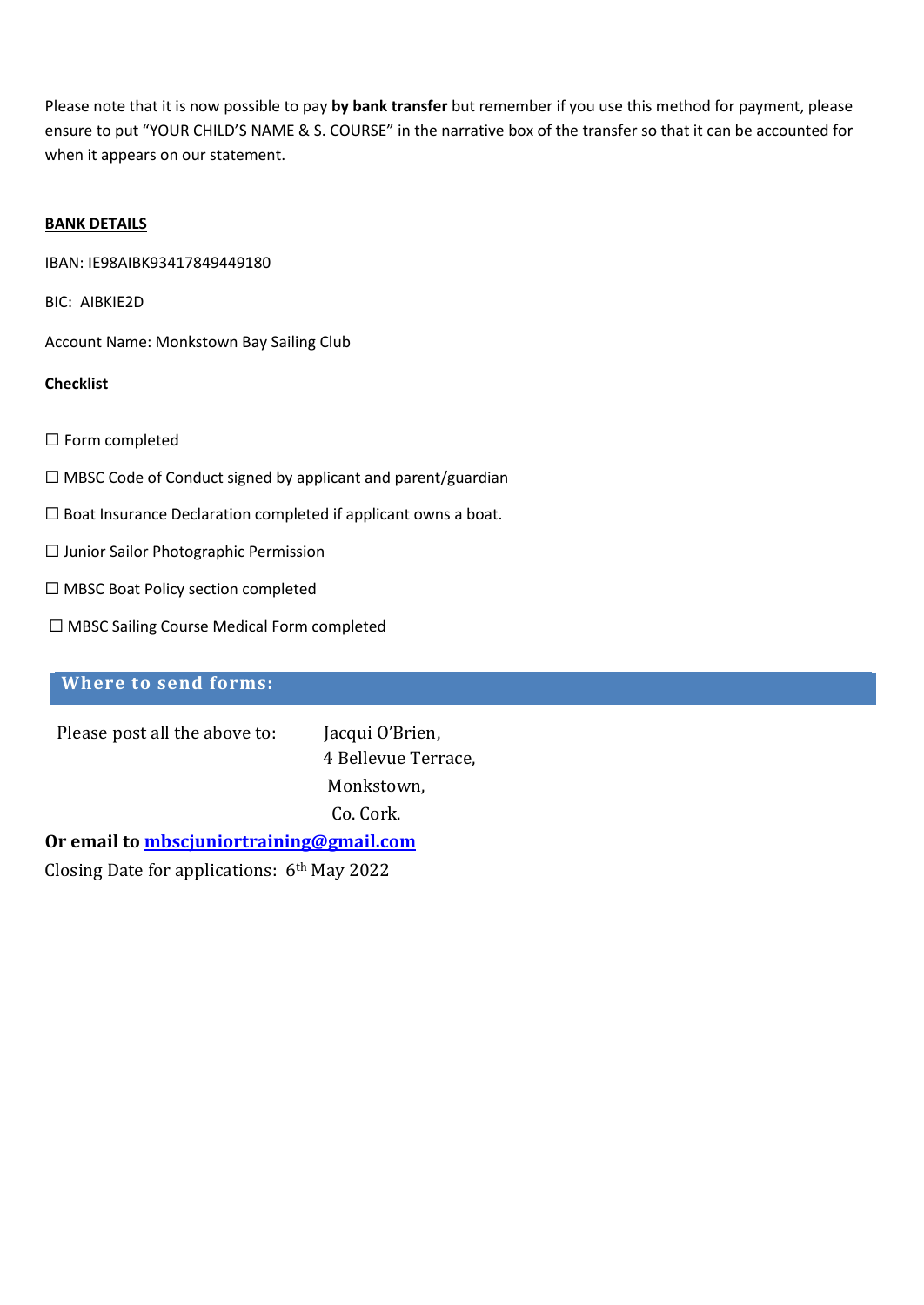Please note that it is now possible to pay **by bank transfer** but remember if you use this method for payment, please ensure to put "YOUR CHILD'S NAME & S. COURSE" in the narrative box of the transfer so that it can be accounted for when it appears on our statement.

**BANK DETAILS**

IBAN: IE98AIBK93417849449180

BIC: AIBKIE2D

Account Name: Monkstown Bay Sailing Club

**Checklist**

☐ Form completed

☐ MBSC Code of Conduct signed by applicant and parent/guardian

☐ Boat Insurance Declaration completed if applicant owns a boat.

☐ Junior Sailor Photographic Permission

☐ MBSC Boat Policy section completed

☐ MBSC Sailing Course Medical Form completed

## Where to send forms:

Please post all the above to:

Jacqui O'Brien,
4 Bellevue Terrace,
Monkstown,
Co. Cork.

**Or email to mbscjuniortraining@gmail.com**

Closing Date for applications: 6th May 2022